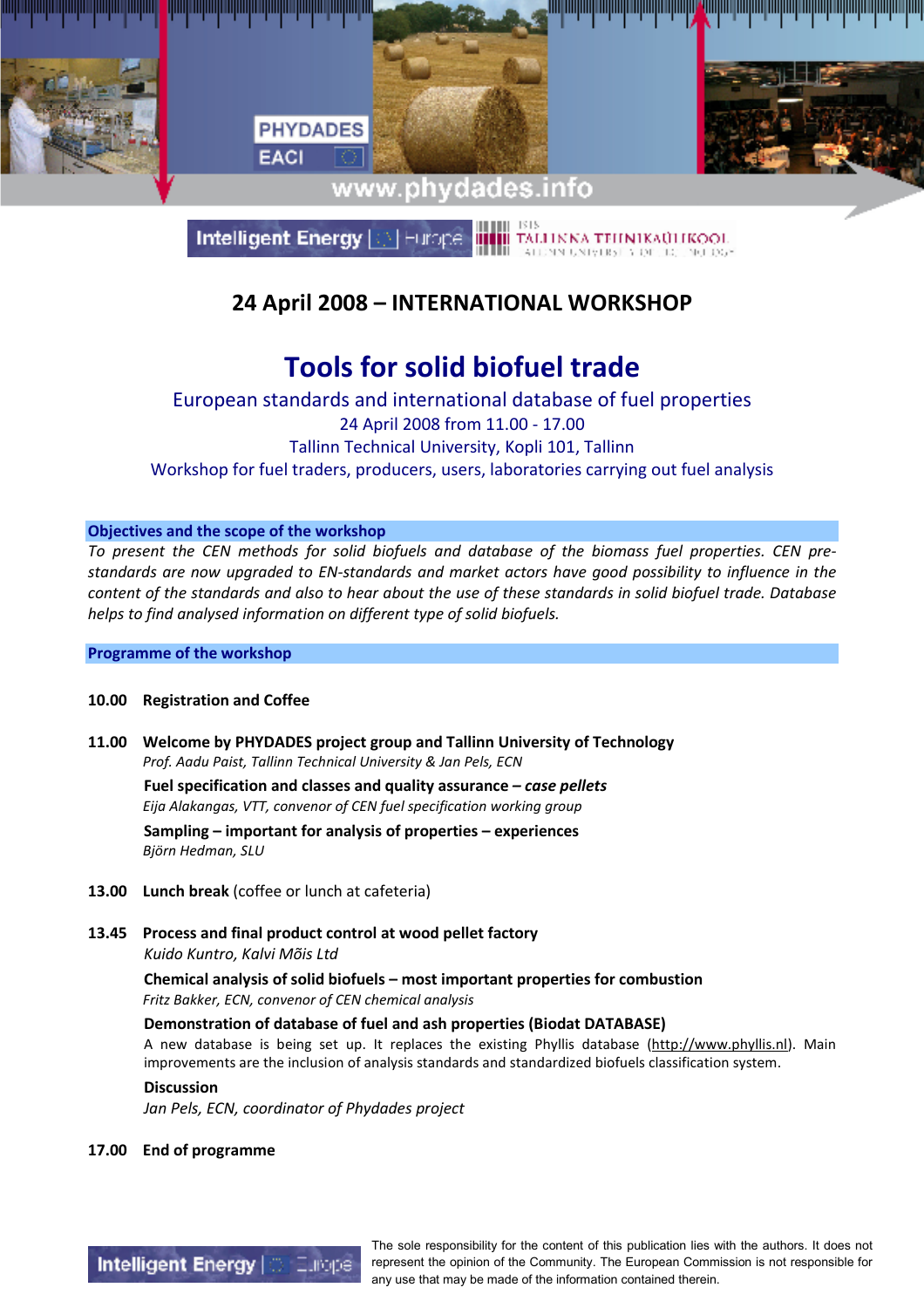PHYDADES
EACI

www.phydades.info

Intelligent Energy Europe | TALLINNA TEHNIKAÜLIKOOL

## 24 April 2008 – INTERNATIONAL WORKSHOP

# Tools for solid biofuel trade

European standards and international database of fuel properties
24 April 2008 from 11.00 - 17.00
Tallinn Technical University, Kopli 101, Tallinn
Workshop for fuel traders, producers, users, laboratories carrying out fuel analysis

### Objectives and the scope of the workshop

*To present the CEN methods for solid biofuels and database of the biomass fuel properties. CEN pre-standards are now upgraded to EN-standards and market actors have good possibility to influence in the content of the standards and also to hear about the use of these standards in solid biofuel trade. Database helps to find analysed information on different type of solid biofuels.*

### Programme of the workshop

**10.00 Registration and Coffee**

**11.00 Welcome by PHYDADES project group and Tallinn University of Technology**
*Prof. Aadu Paist, Tallinn Technical University & Jan Pels, ECN*

**Fuel specification and classes and quality assurance – *case pellets***
*Eija Alakangas, VTT, convenor of CEN fuel specification working group*

**Sampling – important for analysis of properties – experiences**
*Björn Hedman, SLU*

**13.00 Lunch break** (coffee or lunch at cafeteria)

**13.45 Process and final product control at wood pellet factory**
*Kuido Kuntro, Kalvi Mõis Ltd*

**Chemical analysis of solid biofuels – most important properties for combustion**
*Fritz Bakker, ECN, convenor of CEN chemical analysis*

**Demonstration of database of fuel and ash properties (Biodat DATABASE)**
A new database is being set up. It replaces the existing Phyllis database (http://www.phyllis.nl). Main improvements are the inclusion of analysis standards and standardized biofuels classification system.

**Discussion**
*Jan Pels, ECN, coordinator of Phydades project*

**17.00 End of programme**

Intelligent Energy Europe

The sole responsibility for the content of this publication lies with the authors. It does not represent the opinion of the Community. The European Commission is not responsible for any use that may be made of the information contained therein.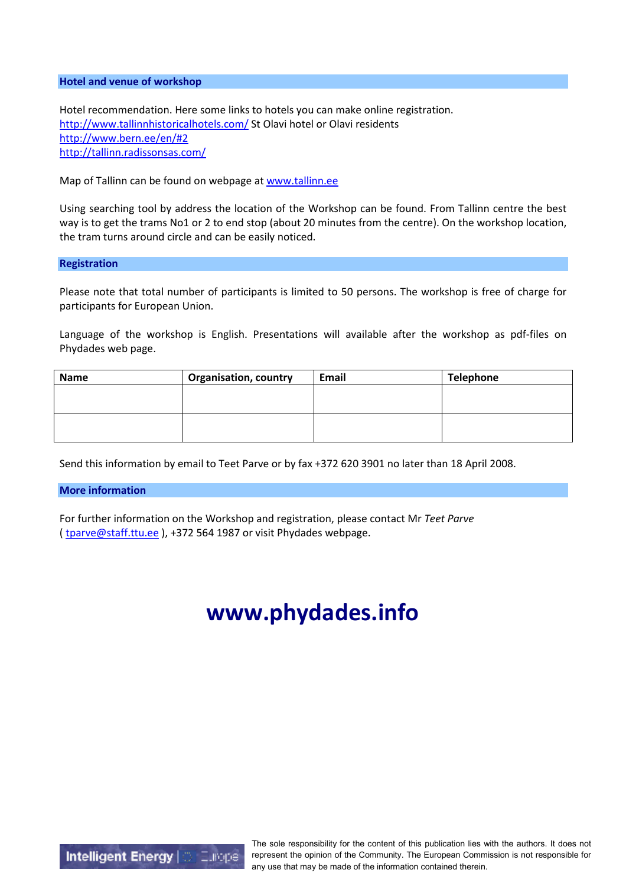## Hotel and venue of workshop

Hotel recommendation. Here some links to hotels you can make online registration.
http://www.tallinnhistoricalhotels.com/ St Olavi hotel or Olavi residents
http://www.bern.ee/en/#2
http://tallinn.radissonsas.com/

Map of Tallinn can be found on webpage at www.tallinn.ee

Using searching tool by address the location of the Workshop can be found. From Tallinn centre the best way is to get the trams No1 or 2 to end stop (about 20 minutes from the centre). On the workshop location, the tram turns around circle and can be easily noticed.

## Registration

Please note that total number of participants is limited to 50 persons. The workshop is free of charge for participants for European Union.

Language of the workshop is English. Presentations will available after the workshop as pdf-files on Phydades web page.

| Name | Organisation, country | Email | Telephone |
|---|---|---|---|
| | | | |
| | | | |

Send this information by email to Teet Parve or by fax +372 620 3901 no later than 18 April 2008.

## More information

For further information on the Workshop and registration, please contact Mr *Teet Parve* ( tparve@staff.ttu.ee ), +372 564 1987 or visit Phydades webpage.

# www.phydades.info

Intelligent Energy | Europe

The sole responsibility for the content of this publication lies with the authors. It does not represent the opinion of the Community. The European Commission is not responsible for any use that may be made of the information contained therein.